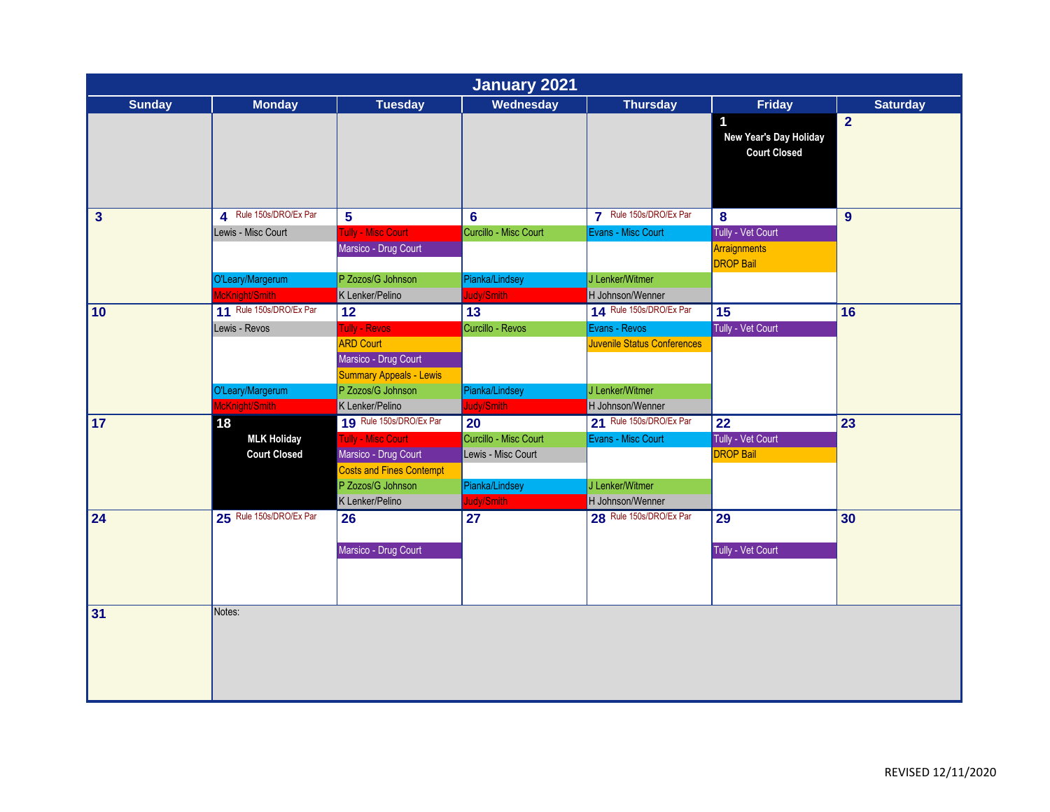# January 2021

| Sunday | Monday | Tuesday | Wednesday | Thursday | Friday | Saturday |
|---|---|---|---|---|---|---|
| | | | | | **1** New Year's Day Holiday Court Closed | **2** |
| **3** | **4** Rule 150s/DRO/Ex Par<br>Lewis - Misc Court<br>O'Leary/Margerum<br>McKnight/Smith | **5**<br>Tully - Misc Court<br>Marsico - Drug Court<br>P Zozos/G Johnson<br>K Lenker/Pelino | **6**<br>Curcillo - Misc Court<br>Pianka/Lindsey<br>Judy/Smith | **7** Rule 150s/DRO/Ex Par<br>Evans - Misc Court<br>J Lenker/Witmer<br>H Johnson/Wenner | **8**<br>Tully - Vet Court<br>Arraignments<br>DROP Bail | **9** |
| **10** | **11** Rule 150s/DRO/Ex Par<br>Lewis - Revos<br>O'Leary/Margerum<br>McKnight/Smith | **12**<br>Tully - Revos<br>ARD Court<br>Marsico - Drug Court<br>Summary Appeals - Lewis<br>P Zozos/G Johnson<br>K Lenker/Pelino | **13**<br>Curcillo - Revos<br>Pianka/Lindsey<br>Judy/Smith | **14** Rule 150s/DRO/Ex Par<br>Evans - Revos<br>Juvenile Status Conferences<br>J Lenker/Witmer<br>H Johnson/Wenner | **15**<br>Tully - Vet Court | **16** |
| **17** | **18** MLK Holiday Court Closed | **19** Rule 150s/DRO/Ex Par<br>Tully - Misc Court<br>Marsico - Drug Court<br>Costs and Fines Contempt<br>P Zozos/G Johnson<br>K Lenker/Pelino | **20**<br>Curcillo - Misc Court<br>Lewis - Misc Court<br>Pianka/Lindsey<br>Judy/Smith | **21** Rule 150s/DRO/Ex Par<br>Evans - Misc Court<br>J Lenker/Witmer<br>H Johnson/Wenner | **22**<br>Tully - Vet Court<br>DROP Bail | **23** |
| **24** | **25** Rule 150s/DRO/Ex Par | **26**<br>Marsico - Drug Court | **27** | **28** Rule 150s/DRO/Ex Par | **29**<br>Tully - Vet Court | **30** |
| **31** | Notes: | | | | | |

REVISED 12/11/2020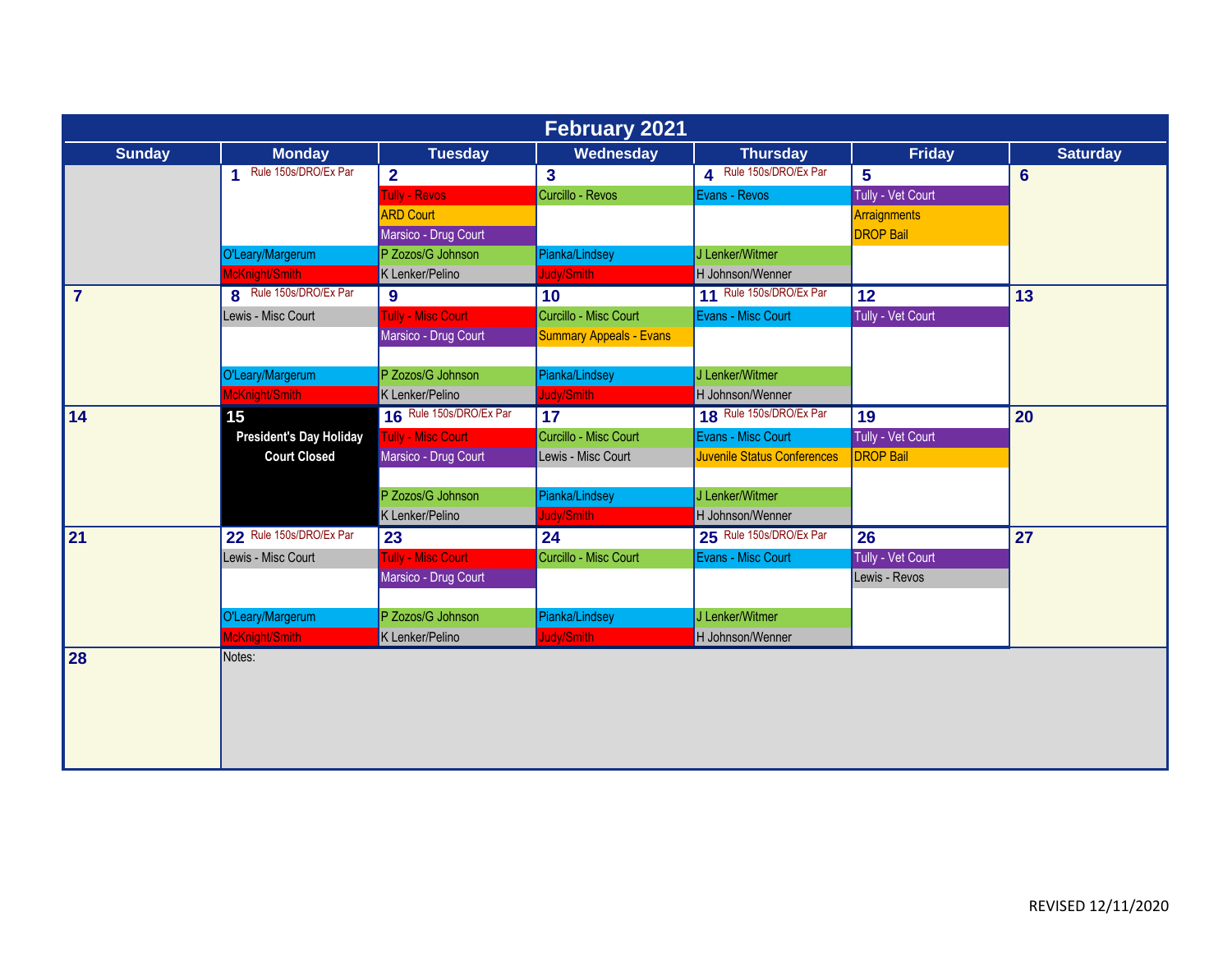# February 2021

| Sunday | Monday | Tuesday | Wednesday | Thursday | Friday | Saturday |
|---|---|---|---|---|---|---|
| | **1** Rule 150s/DRO/Ex Par<br>O'Leary/Margerum<br>McKnight/Smith | **2**<br>Tully - Revos<br>ARD Court<br>Marsico - Drug Court<br>P Zozos/G Johnson<br>K Lenker/Pelino | **3**<br>Curcillo - Revos<br>Pianka/Lindsey<br>Judy/Smith | **4** Rule 150s/DRO/Ex Par<br>Evans - Revos<br>J Lenker/Witmer<br>H Johnson/Wenner | **5**<br>Tully - Vet Court<br>Arraignments<br>DROP Bail | **6** |
| **7** | **8** Rule 150s/DRO/Ex Par<br>Lewis - Misc Court<br>O'Leary/Margerum<br>McKnight/Smith | **9**<br>Tully - Misc Court<br>Marsico - Drug Court<br>P Zozos/G Johnson<br>K Lenker/Pelino | **10**<br>Curcillo - Misc Court<br>Summary Appeals - Evans<br>Pianka/Lindsey<br>Judy/Smith | **11** Rule 150s/DRO/Ex Par<br>Evans - Misc Court<br>J Lenker/Witmer<br>H Johnson/Wenner | **12**<br>Tully - Vet Court | **13** |
| **14** | **15**<br>President's Day Holiday<br>Court Closed | **16** Rule 150s/DRO/Ex Par<br>Tully - Misc Court<br>Marsico - Drug Court<br>P Zozos/G Johnson<br>K Lenker/Pelino | **17**<br>Curcillo - Misc Court<br>Lewis - Misc Court<br>Pianka/Lindsey<br>Judy/Smith | **18** Rule 150s/DRO/Ex Par<br>Evans - Misc Court<br>Juvenile Status Conferences<br>J Lenker/Witmer<br>H Johnson/Wenner | **19**<br>Tully - Vet Court<br>DROP Bail | **20** |
| **21** | **22** Rule 150s/DRO/Ex Par<br>Lewis - Misc Court<br>O'Leary/Margerum<br>McKnight/Smith | **23**<br>Tully - Misc Court<br>Marsico - Drug Court<br>P Zozos/G Johnson<br>K Lenker/Pelino | **24**<br>Curcillo - Misc Court<br>Pianka/Lindsey<br>Judy/Smith | **25** Rule 150s/DRO/Ex Par<br>Evans - Misc Court<br>J Lenker/Witmer<br>H Johnson/Wenner | **26**<br>Tully - Vet Court<br>Lewis - Revos | **27** |
| **28** | Notes: | | | | | |

REVISED 12/11/2020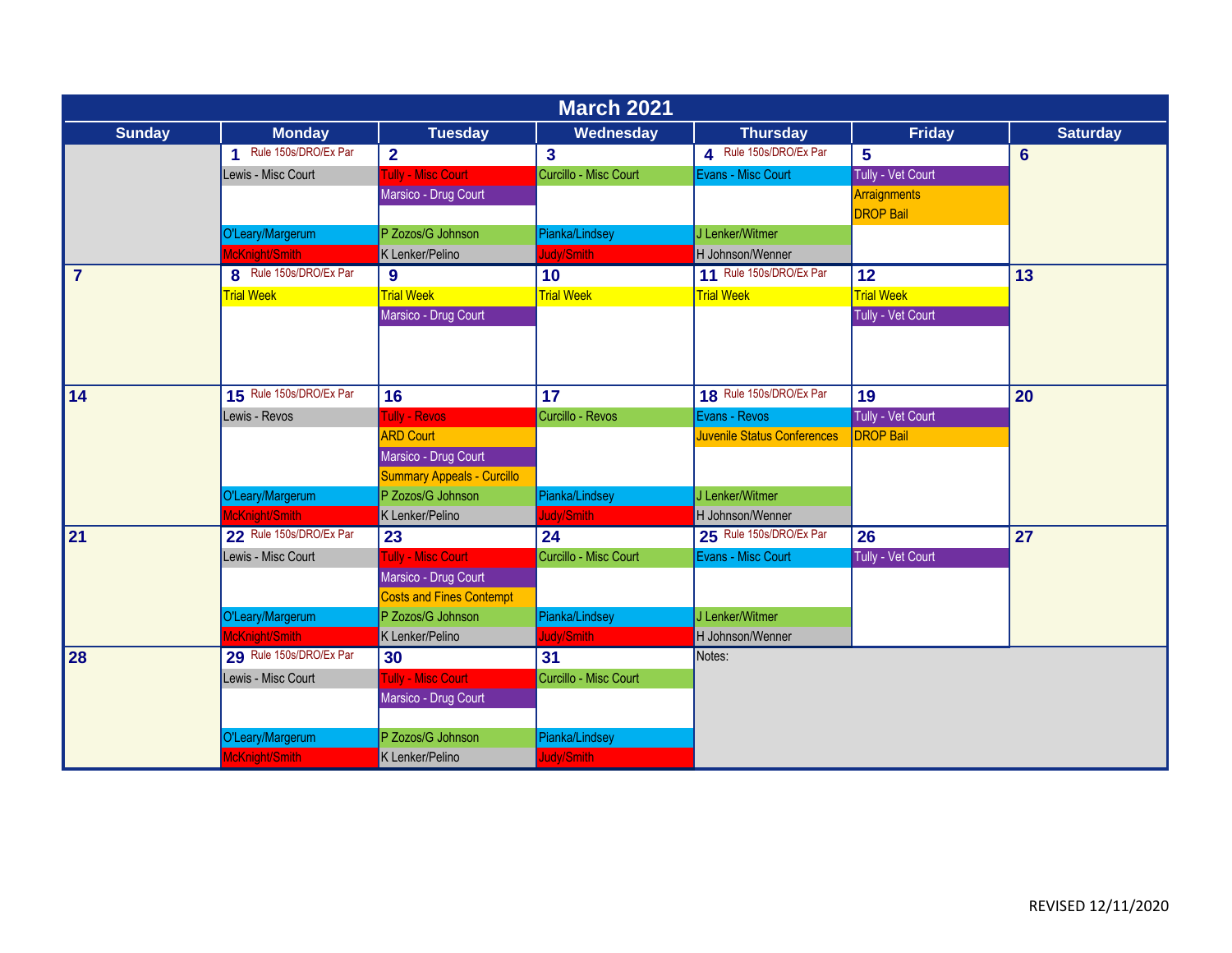# March 2021

| Sunday | Monday | Tuesday | Wednesday | Thursday | Friday | Saturday |
|---|---|---|---|---|---|---|
| | **1** Rule 150s/DRO/Ex Par<br>Lewis - Misc Court<br>O'Leary/Margerum<br>McKnight/Smith | **2**<br>Tully - Misc Court<br>Marsico - Drug Court<br>P Zozos/G Johnson<br>K Lenker/Pelino | **3**<br>Curcillo - Misc Court<br>Pianka/Lindsey<br>Judy/Smith | **4** Rule 150s/DRO/Ex Par<br>Evans - Misc Court<br>J Lenker/Witmer<br>H Johnson/Wenner | **5**<br>Tully - Vet Court<br>Arraignments<br>DROP Bail | **6** |
| **7** | **8** Rule 150s/DRO/Ex Par<br>Trial Week | **9**<br>Trial Week<br>Marsico - Drug Court | **10**<br>Trial Week | **11** Rule 150s/DRO/Ex Par<br>Trial Week | **12**<br>Trial Week<br>Tully - Vet Court | **13** |
| **14** | **15** Rule 150s/DRO/Ex Par<br>Lewis - Revos<br>O'Leary/Margerum<br>McKnight/Smith | **16**<br>Tully - Revos<br>ARD Court<br>Marsico - Drug Court<br>Summary Appeals - Curcillo<br>P Zozos/G Johnson<br>K Lenker/Pelino | **17**<br>Curcillo - Revos<br>Pianka/Lindsey<br>Judy/Smith | **18** Rule 150s/DRO/Ex Par<br>Evans - Revos<br>Juvenile Status Conferences<br>J Lenker/Witmer<br>H Johnson/Wenner | **19**<br>Tully - Vet Court<br>DROP Bail | **20** |
| **21** | **22** Rule 150s/DRO/Ex Par<br>Lewis - Misc Court<br>O'Leary/Margerum<br>McKnight/Smith | **23**<br>Tully - Misc Court<br>Marsico - Drug Court<br>Costs and Fines Contempt<br>P Zozos/G Johnson<br>K Lenker/Pelino | **24**<br>Curcillo - Misc Court<br>Pianka/Lindsey<br>Judy/Smith | **25** Rule 150s/DRO/Ex Par<br>Evans - Misc Court<br>J Lenker/Witmer<br>H Johnson/Wenner | **26**<br>Tully - Vet Court | **27** |
| **28** | **29** Rule 150s/DRO/Ex Par<br>Lewis - Misc Court<br>O'Leary/Margerum<br>McKnight/Smith | **30**<br>Tully - Misc Court<br>Marsico - Drug Court<br>P Zozos/G Johnson<br>K Lenker/Pelino | **31**<br>Curcillo - Misc Court<br>Pianka/Lindsey<br>Judy/Smith | Notes: | | |

REVISED 12/11/2020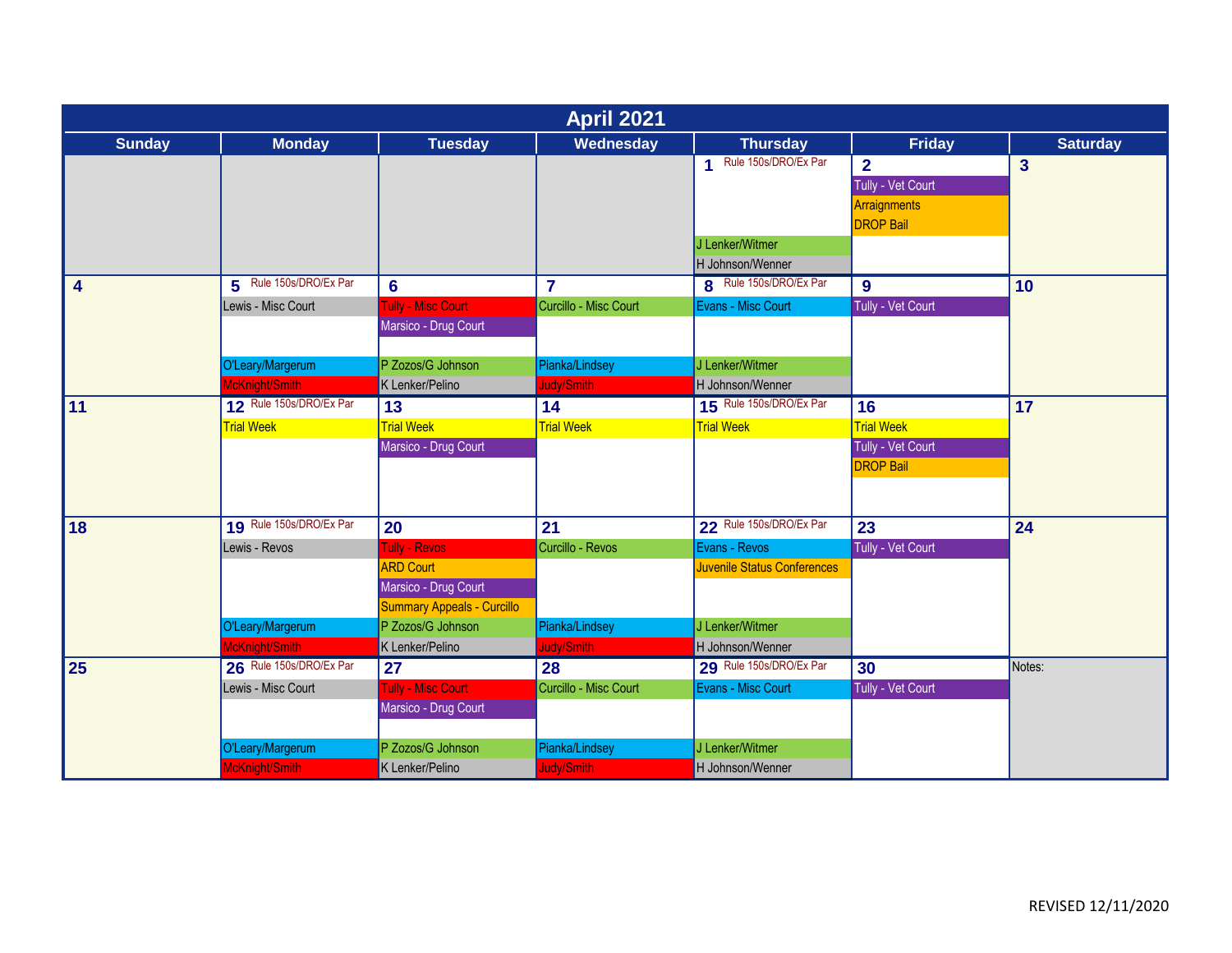# April 2021

| Sunday | Monday | Tuesday | Wednesday | Thursday | Friday | Saturday |
|---|---|---|---|---|---|---|
| | | | | **1** Rule 150s/DRO/Ex Par<br>J Lenker/Witmer<br>H Johnson/Wenner | **2**<br>Tully - Vet Court<br>Arraignments<br>DROP Bail | **3** |
| **4** | **5** Rule 150s/DRO/Ex Par<br>Lewis - Misc Court<br>O'Leary/Margerum<br>McKnight/Smith | **6**<br>Tully - Misc Court<br>Marsico - Drug Court<br>P Zozos/G Johnson<br>K Lenker/Pelino | **7**<br>Curcillo - Misc Court<br>Pianka/Lindsey<br>Judy/Smith | **8** Rule 150s/DRO/Ex Par<br>Evans - Misc Court<br>J Lenker/Witmer<br>H Johnson/Wenner | **9**<br>Tully - Vet Court | **10** |
| **11** | **12** Rule 150s/DRO/Ex Par<br>Trial Week | **13**<br>Trial Week<br>Marsico - Drug Court | **14**<br>Trial Week | **15** Rule 150s/DRO/Ex Par<br>Trial Week | **16**<br>Trial Week<br>Tully - Vet Court<br>DROP Bail | **17** |
| **18** | **19** Rule 150s/DRO/Ex Par<br>Lewis - Revos<br>O'Leary/Margerum<br>McKnight/Smith | **20**<br>Tully - Revos<br>ARD Court<br>Marsico - Drug Court<br>Summary Appeals - Curcillo<br>P Zozos/G Johnson<br>K Lenker/Pelino | **21**<br>Curcillo - Revos<br>Pianka/Lindsey<br>Judy/Smith | **22** Rule 150s/DRO/Ex Par<br>Evans - Revos<br>Juvenile Status Conferences<br>J Lenker/Witmer<br>H Johnson/Wenner | **23**<br>Tully - Vet Court | **24** |
| **25** | **26** Rule 150s/DRO/Ex Par<br>Lewis - Misc Court<br>O'Leary/Margerum<br>McKnight/Smith | **27**<br>Tully - Misc Court<br>Marsico - Drug Court<br>P Zozos/G Johnson<br>K Lenker/Pelino | **28**<br>Curcillo - Misc Court<br>Pianka/Lindsey<br>Judy/Smith | **29** Rule 150s/DRO/Ex Par<br>Evans - Misc Court<br>J Lenker/Witmer<br>H Johnson/Wenner | **30**<br>Tully - Vet Court | Notes: |

REVISED 12/11/2020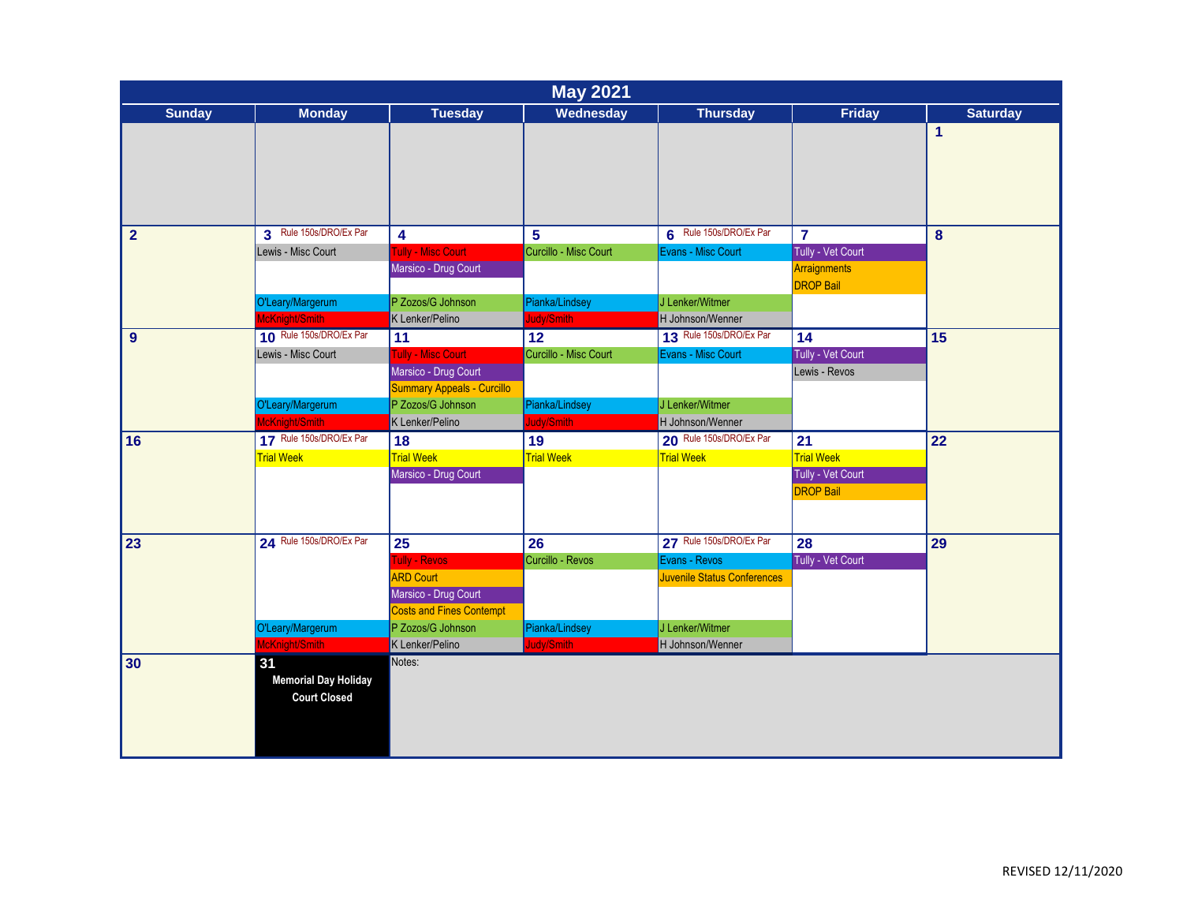# May 2021

| Sunday | Monday | Tuesday | Wednesday | Thursday | Friday | Saturday |
|---|---|---|---|---|---|---|
| | | | | | | 1 |
| 2 | 3 Rule 150s/DRO/Ex Par<br>Lewis - Misc Court<br>O'Leary/Margerum<br>McKnight/Smith | 4<br>Tully - Misc Court<br>Marsico - Drug Court<br>P Zozos/G Johnson<br>K Lenker/Pelino | 5<br>Curcillo - Misc Court<br>Pianka/Lindsey<br>Judy/Smith | 6 Rule 150s/DRO/Ex Par<br>Evans - Misc Court<br>J Lenker/Witmer<br>H Johnson/Wenner | 7<br>Tully - Vet Court<br>Arraignments<br>DROP Bail | 8 |
| 9 | 10 Rule 150s/DRO/Ex Par<br>Lewis - Misc Court<br>O'Leary/Margerum<br>McKnight/Smith | 11<br>Tully - Misc Court<br>Marsico - Drug Court<br>Summary Appeals - Curcillo<br>P Zozos/G Johnson<br>K Lenker/Pelino | 12<br>Curcillo - Misc Court<br>Pianka/Lindsey<br>Judy/Smith | 13 Rule 150s/DRO/Ex Par<br>Evans - Misc Court<br>J Lenker/Witmer<br>H Johnson/Wenner | 14<br>Tully - Vet Court<br>Lewis - Revos | 15 |
| 16 | 17 Rule 150s/DRO/Ex Par<br>Trial Week | 18<br>Trial Week<br>Marsico - Drug Court | 19<br>Trial Week | 20 Rule 150s/DRO/Ex Par<br>Trial Week | 21<br>Trial Week<br>Tully - Vet Court<br>DROP Bail | 22 |
| 23 | 24 Rule 150s/DRO/Ex Par<br>O'Leary/Margerum<br>McKnight/Smith | 25<br>Tully - Revos<br>ARD Court<br>Marsico - Drug Court<br>Costs and Fines Contempt<br>P Zozos/G Johnson<br>K Lenker/Pelino | 26<br>Curcillo - Revos<br>Pianka/Lindsey<br>Judy/Smith | 27 Rule 150s/DRO/Ex Par<br>Evans - Revos<br>Juvenile Status Conferences<br>J Lenker/Witmer<br>H Johnson/Wenner | 28<br>Tully - Vet Court | 29 |
| 30 | 31<br>**Memorial Day Holiday**<br>**Court Closed** | Notes: | | | | |

REVISED 12/11/2020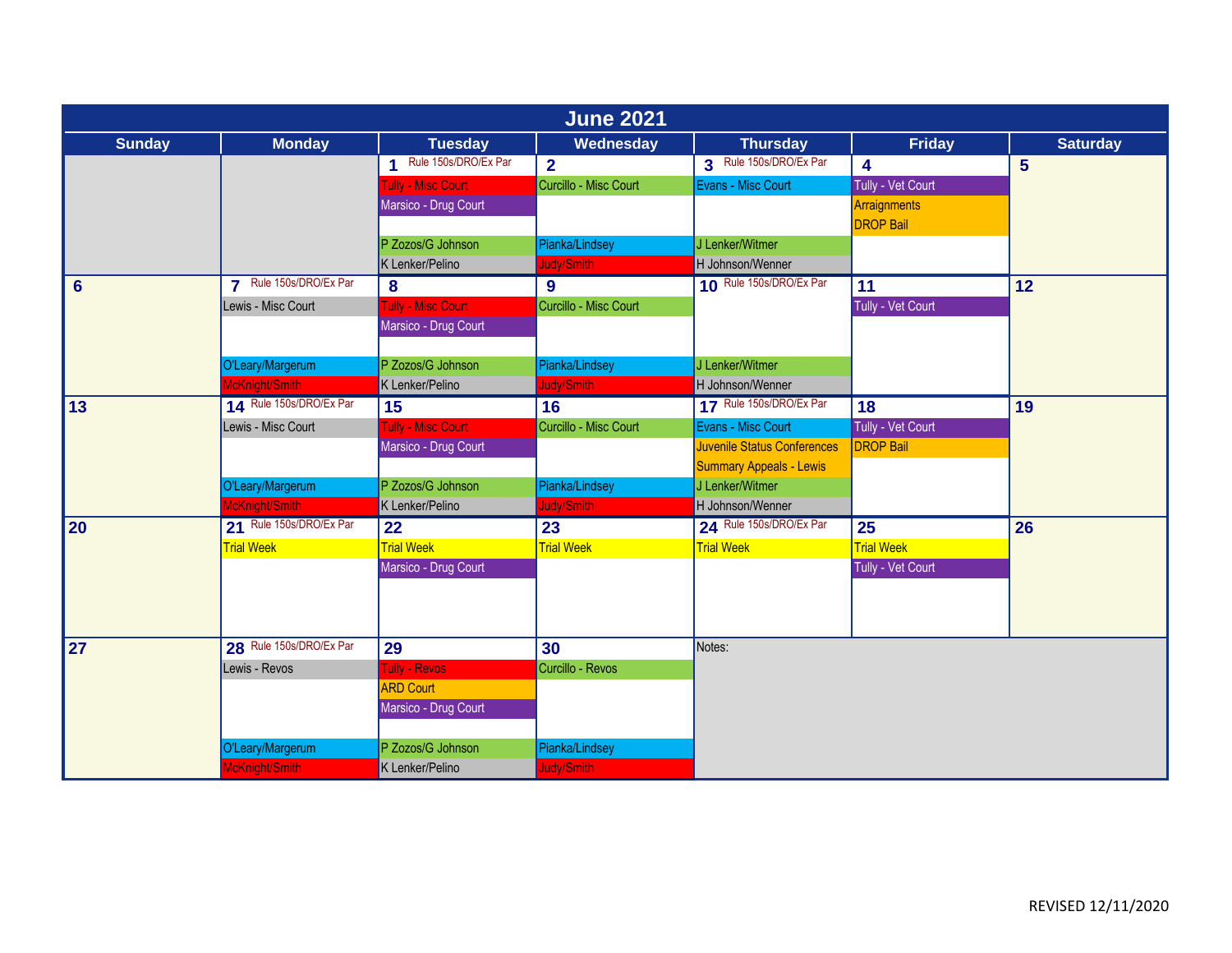# June 2021

| Sunday | Monday | Tuesday | Wednesday | Thursday | Friday | Saturday |
|---|---|---|---|---|---|---|
| | | **1** Rule 150s/DRO/Ex Par<br>Tully - Misc Court<br>Marsico - Drug Court<br>P Zozos/G Johnson<br>K Lenker/Pelino | **2**<br>Curcillo - Misc Court<br>Pianka/Lindsey<br>Judy/Smith | **3** Rule 150s/DRO/Ex Par<br>Evans - Misc Court<br>J Lenker/Witmer<br>H Johnson/Wenner | **4**<br>Tully - Vet Court<br>Arraignments<br>DROP Bail | **5** |
| **6** | **7** Rule 150s/DRO/Ex Par<br>Lewis - Misc Court<br>O'Leary/Margerum<br>McKnight/Smith | **8**<br>Tully - Misc Court<br>Marsico - Drug Court<br>P Zozos/G Johnson<br>K Lenker/Pelino | **9**<br>Curcillo - Misc Court<br>Pianka/Lindsey<br>Judy/Smith | **10** Rule 150s/DRO/Ex Par<br>J Lenker/Witmer<br>H Johnson/Wenner | **11**<br>Tully - Vet Court | **12** |
| **13** | **14** Rule 150s/DRO/Ex Par<br>Lewis - Misc Court<br>O'Leary/Margerum<br>McKnight/Smith | **15**<br>Tully - Misc Court<br>Marsico - Drug Court<br>P Zozos/G Johnson<br>K Lenker/Pelino | **16**<br>Curcillo - Misc Court<br>Pianka/Lindsey<br>Judy/Smith | **17** Rule 150s/DRO/Ex Par<br>Evans - Misc Court<br>Juvenile Status Conferences<br>Summary Appeals - Lewis<br>J Lenker/Witmer<br>H Johnson/Wenner | **18**<br>Tully - Vet Court<br>DROP Bail | **19** |
| **20** | **21** Rule 150s/DRO/Ex Par<br>Trial Week | **22**<br>Trial Week<br>Marsico - Drug Court | **23**<br>Trial Week | **24** Rule 150s/DRO/Ex Par<br>Trial Week | **25**<br>Trial Week<br>Tully - Vet Court | **26** |
| **27** | **28** Rule 150s/DRO/Ex Par<br>Lewis - Revos<br>O'Leary/Margerum<br>McKnight/Smith | **29**<br>Tully - Revos<br>ARD Court<br>Marsico - Drug Court<br>P Zozos/G Johnson<br>K Lenker/Pelino | **30**<br>Curcillo - Revos<br>Pianka/Lindsey<br>Judy/Smith | Notes: | | |

REVISED 12/11/2020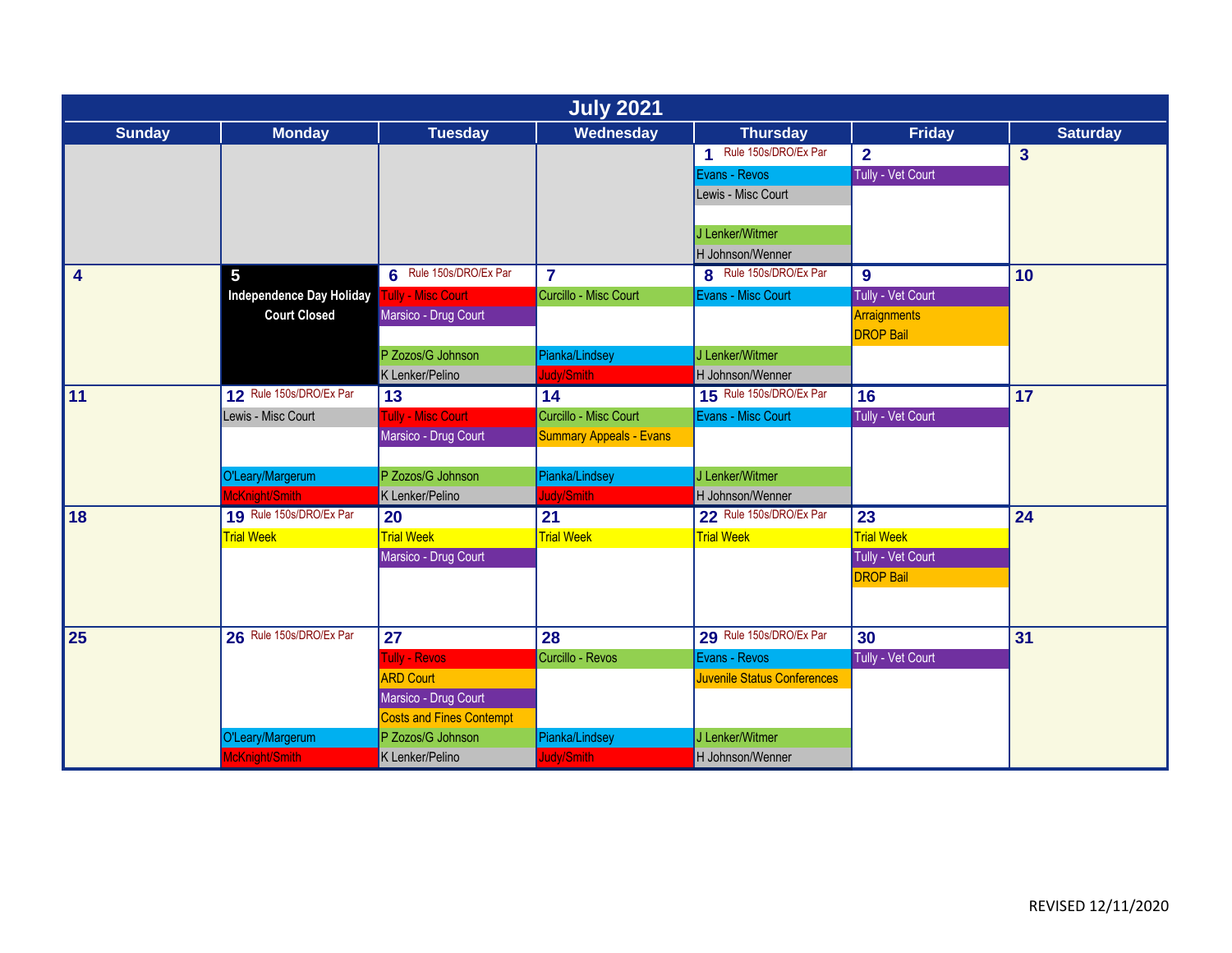# July 2021

| Sunday | Monday | Tuesday | Wednesday | Thursday | Friday | Saturday |
|---|---|---|---|---|---|---|
| | | | | 1 Rule 150s/DRO/Ex Par<br>Evans - Revos<br>Lewis - Misc Court<br>J Lenker/Witmer<br>H Johnson/Wenner | 2<br>Tully - Vet Court | 3 |
| 4 | 5<br>**Independence Day Holiday**<br>**Court Closed** | 6 Rule 150s/DRO/Ex Par<br>Tully - Misc Court<br>Marsico - Drug Court<br>P Zozos/G Johnson<br>K Lenker/Pelino | 7<br>Curcillo - Misc Court<br>Pianka/Lindsey<br>Judy/Smith | 8 Rule 150s/DRO/Ex Par<br>Evans - Misc Court<br>J Lenker/Witmer<br>H Johnson/Wenner | 9<br>Tully - Vet Court<br>Arraignments<br>DROP Bail | 10 |
| 11 | 12 Rule 150s/DRO/Ex Par<br>Lewis - Misc Court<br>O'Leary/Margerum<br>McKnight/Smith | 13<br>Tully - Misc Court<br>Marsico - Drug Court<br>P Zozos/G Johnson<br>K Lenker/Pelino | 14<br>Curcillo - Misc Court<br>Summary Appeals - Evans<br>Pianka/Lindsey<br>Judy/Smith | 15 Rule 150s/DRO/Ex Par<br>Evans - Misc Court<br>J Lenker/Witmer<br>H Johnson/Wenner | 16<br>Tully - Vet Court | 17 |
| 18 | 19 Rule 150s/DRO/Ex Par<br>Trial Week | 20<br>Trial Week<br>Marsico - Drug Court | 21<br>Trial Week | 22 Rule 150s/DRO/Ex Par<br>Trial Week | 23<br>Trial Week<br>Tully - Vet Court<br>DROP Bail | 24 |
| 25 | 26 Rule 150s/DRO/Ex Par<br>O'Leary/Margerum<br>McKnight/Smith | 27<br>Tully - Revos<br>ARD Court<br>Marsico - Drug Court<br>Costs and Fines Contempt<br>P Zozos/G Johnson<br>K Lenker/Pelino | 28<br>Curcillo - Revos<br>Pianka/Lindsey<br>Judy/Smith | 29 Rule 150s/DRO/Ex Par<br>Evans - Revos<br>Juvenile Status Conferences<br>J Lenker/Witmer<br>H Johnson/Wenner | 30<br>Tully - Vet Court | 31 |

REVISED 12/11/2020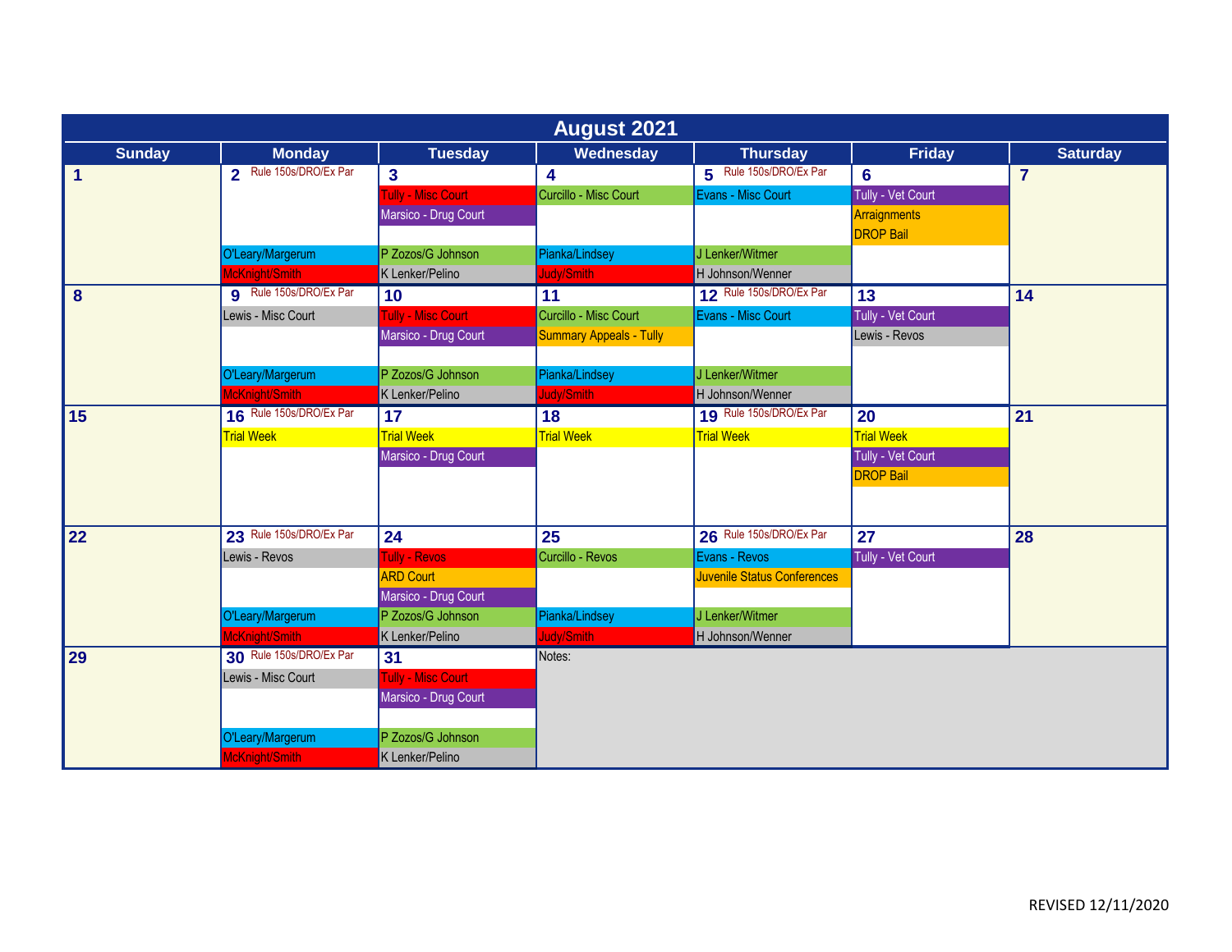# August 2021

| Sunday | Monday | Tuesday | Wednesday | Thursday | Friday | Saturday |
|---|---|---|---|---|---|---|
| **1** | **2** Rule 150s/DRO/Ex Par<br>O'Leary/Margerum<br>McKnight/Smith | **3**<br>Tully - Misc Court<br>Marsico - Drug Court<br>P Zozos/G Johnson<br>K Lenker/Pelino | **4**<br>Curcillo - Misc Court<br>Pianka/Lindsey<br>Judy/Smith | **5** Rule 150s/DRO/Ex Par<br>Evans - Misc Court<br>J Lenker/Witmer<br>H Johnson/Wenner | **6**<br>Tully - Vet Court<br>Arraignments<br>DROP Bail | **7** |
| **8** | **9** Rule 150s/DRO/Ex Par<br>Lewis - Misc Court<br>O'Leary/Margerum<br>McKnight/Smith | **10**<br>Tully - Misc Court<br>Marsico - Drug Court<br>P Zozos/G Johnson<br>K Lenker/Pelino | **11**<br>Curcillo - Misc Court<br>Summary Appeals - Tully<br>Pianka/Lindsey<br>Judy/Smith | **12** Rule 150s/DRO/Ex Par<br>Evans - Misc Court<br>J Lenker/Witmer<br>H Johnson/Wenner | **13**<br>Tully - Vet Court<br>Lewis - Revos | **14** |
| **15** | **16** Rule 150s/DRO/Ex Par<br>Trial Week | **17**<br>Trial Week<br>Marsico - Drug Court | **18**<br>Trial Week | **19** Rule 150s/DRO/Ex Par<br>Trial Week | **20**<br>Trial Week<br>Tully - Vet Court<br>DROP Bail | **21** |
| **22** | **23** Rule 150s/DRO/Ex Par<br>Lewis - Revos<br>O'Leary/Margerum<br>McKnight/Smith | **24**<br>Tully - Revos<br>ARD Court<br>Marsico - Drug Court<br>P Zozos/G Johnson<br>K Lenker/Pelino | **25**<br>Curcillo - Revos<br>Pianka/Lindsey<br>Judy/Smith | **26** Rule 150s/DRO/Ex Par<br>Evans - Revos<br>Juvenile Status Conferences<br>J Lenker/Witmer<br>H Johnson/Wenner | **27**<br>Tully - Vet Court | **28** |
| **29** | **30** Rule 150s/DRO/Ex Par<br>Lewis - Misc Court<br>O'Leary/Margerum<br>McKnight/Smith | **31**<br>Tully - Misc Court<br>Marsico - Drug Court<br>P Zozos/G Johnson<br>K Lenker/Pelino | Notes: | | | |

REVISED 12/11/2020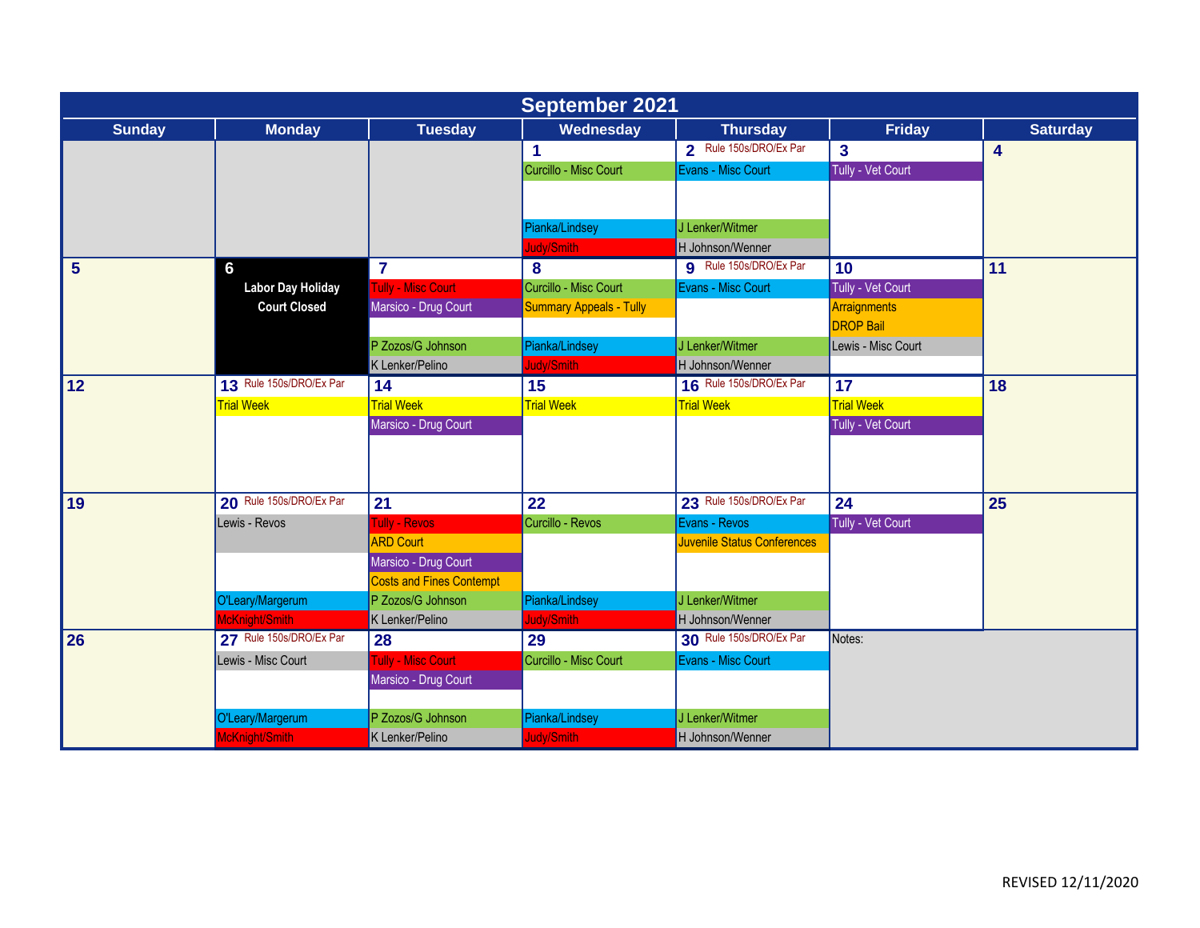# September 2021

| Sunday | Monday | Tuesday | Wednesday | Thursday | Friday | Saturday |
|---|---|---|---|---|---|---|
| | | | **1**<br>Curcillo - Misc Court<br>Pianka/Lindsey<br>Judy/Smith | **2** Rule 150s/DRO/Ex Par<br>Evans - Misc Court<br>J Lenker/Witmer<br>H Johnson/Wenner | **3**<br>Tully - Vet Court | **4** |
| **5** | **6**<br>**Labor Day Holiday Court Closed** | **7**<br>Tully - Misc Court<br>Marsico - Drug Court<br>P Zozos/G Johnson<br>K Lenker/Pelino | **8**<br>Curcillo - Misc Court<br>Summary Appeals - Tully<br>Pianka/Lindsey<br>Judy/Smith | **9** Rule 150s/DRO/Ex Par<br>Evans - Misc Court<br>J Lenker/Witmer<br>H Johnson/Wenner | **10**<br>Tully - Vet Court<br>Arraignments<br>DROP Bail<br>Lewis - Misc Court | **11** |
| **12** | **13** Rule 150s/DRO/Ex Par<br>Trial Week | **14**<br>Trial Week<br>Marsico - Drug Court | **15**<br>Trial Week | **16** Rule 150s/DRO/Ex Par<br>Trial Week | **17**<br>Trial Week<br>Tully - Vet Court | **18** |
| **19** | **20** Rule 150s/DRO/Ex Par<br>Lewis - Revos<br>O'Leary/Margerum<br>McKnight/Smith | **21**<br>Tully - Revos<br>ARD Court<br>Marsico - Drug Court<br>Costs and Fines Contempt<br>P Zozos/G Johnson<br>K Lenker/Pelino | **22**<br>Curcillo - Revos<br>Pianka/Lindsey<br>Judy/Smith | **23** Rule 150s/DRO/Ex Par<br>Evans - Revos<br>Juvenile Status Conferences<br>J Lenker/Witmer<br>H Johnson/Wenner | **24**<br>Tully - Vet Court | **25** |
| **26** | **27** Rule 150s/DRO/Ex Par<br>Lewis - Misc Court<br>O'Leary/Margerum<br>McKnight/Smith | **28**<br>Tully - Misc Court<br>Marsico - Drug Court<br>P Zozos/G Johnson<br>K Lenker/Pelino | **29**<br>Curcillo - Misc Court<br>Pianka/Lindsey<br>Judy/Smith | **30** Rule 150s/DRO/Ex Par<br>Evans - Misc Court<br>J Lenker/Witmer<br>H Johnson/Wenner | Notes: | |

REVISED 12/11/2020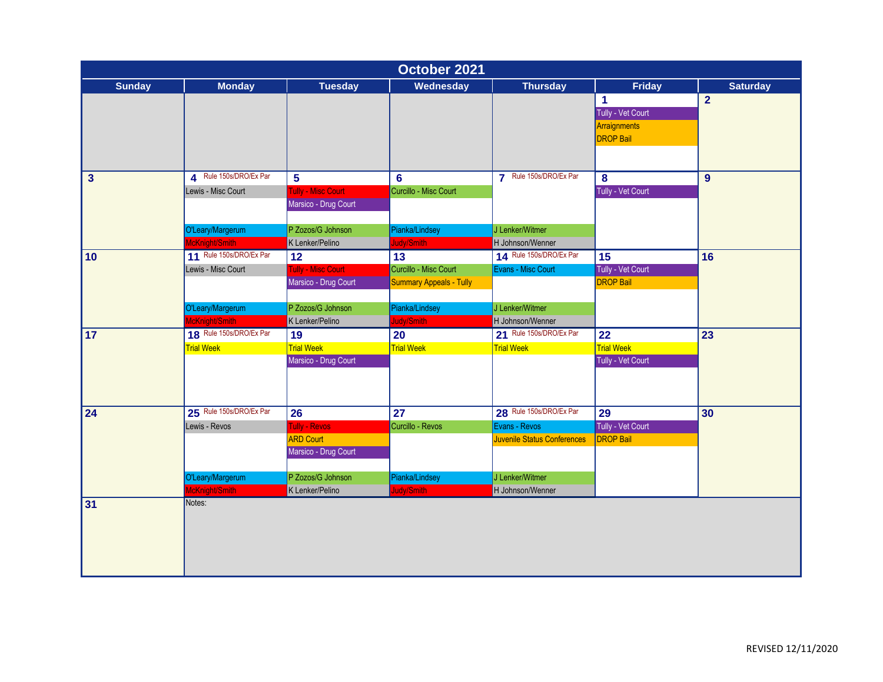# October 2021

| Sunday | Monday | Tuesday | Wednesday | Thursday | Friday | Saturday |
|---|---|---|---|---|---|---|
| | | | | | **1** Tully - Vet Court; Arraignments; DROP Bail | **2** |
| **3** | **4** Rule 150s/DRO/Ex Par; Lewis - Misc Court; O'Leary/Margerum; McKnight/Smith | **5** Tully - Misc Court; Marsico - Drug Court; P Zozos/G Johnson; K Lenker/Pelino | **6** Curcillo - Misc Court; Pianka/Lindsey; Judy/Smith | **7** Rule 150s/DRO/Ex Par; J Lenker/Witmer; H Johnson/Wenner | **8** Tully - Vet Court | **9** |
| **10** | **11** Rule 150s/DRO/Ex Par; Lewis - Misc Court; O'Leary/Margerum; McKnight/Smith | **12** Tully - Misc Court; Marsico - Drug Court; P Zozos/G Johnson; K Lenker/Pelino | **13** Curcillo - Misc Court; Summary Appeals - Tully; Pianka/Lindsey; Judy/Smith | **14** Rule 150s/DRO/Ex Par; Evans - Misc Court; J Lenker/Witmer; H Johnson/Wenner | **15** Tully - Vet Court; DROP Bail | **16** |
| **17** | **18** Rule 150s/DRO/Ex Par; Trial Week | **19** Trial Week; Marsico - Drug Court | **20** Trial Week | **21** Rule 150s/DRO/Ex Par; Trial Week | **22** Trial Week; Tully - Vet Court | **23** |
| **24** | **25** Rule 150s/DRO/Ex Par; Lewis - Revos; O'Leary/Margerum; McKnight/Smith | **26** Tully - Revos; ARD Court; Marsico - Drug Court; P Zozos/G Johnson; K Lenker/Pelino | **27** Curcillo - Revos; Pianka/Lindsey; Judy/Smith | **28** Rule 150s/DRO/Ex Par; Evans - Revos; Juvenile Status Conferences; J Lenker/Witmer; H Johnson/Wenner | **29** Tully - Vet Court; DROP Bail | **30** |
| **31** | Notes: | | | | | |

REVISED 12/11/2020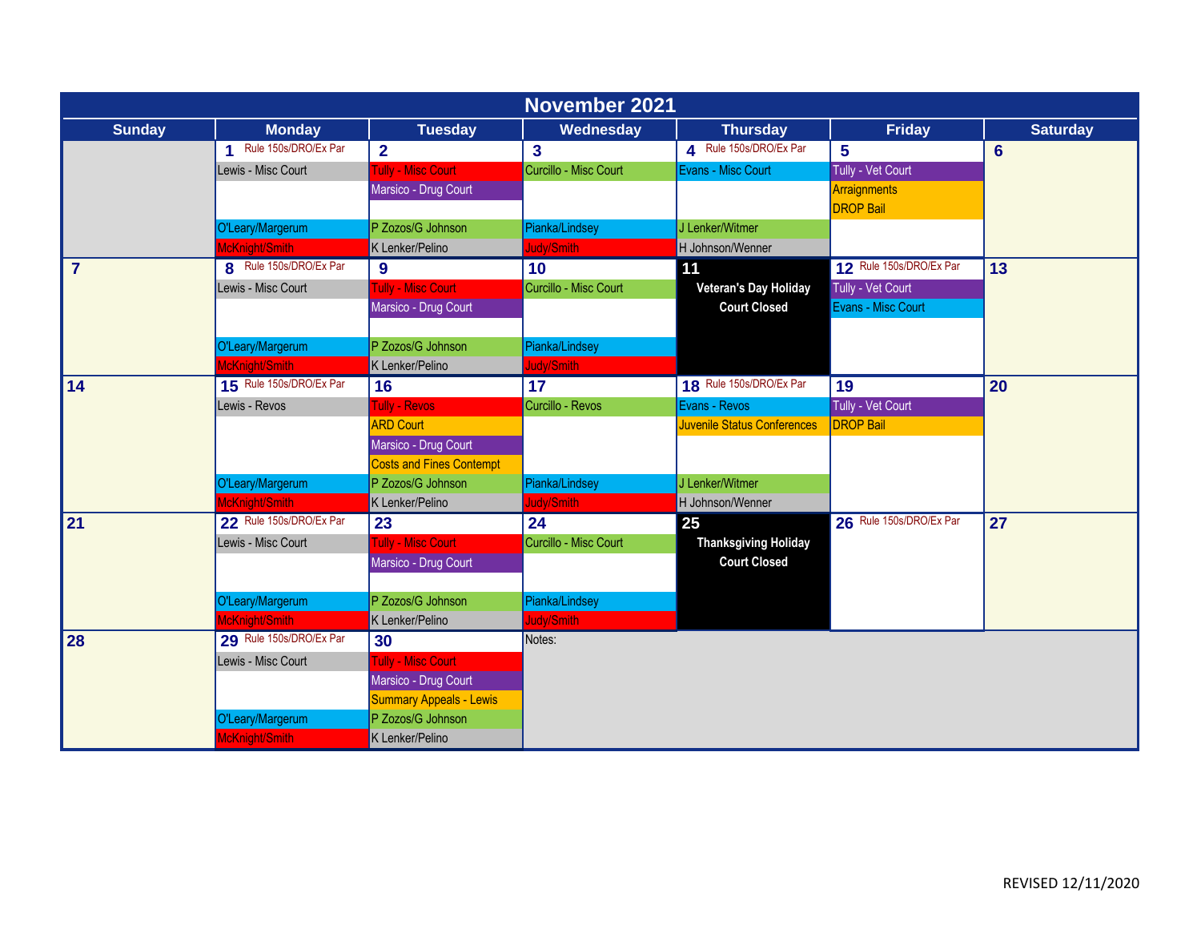# November 2021

| Sunday | Monday | Tuesday | Wednesday | Thursday | Friday | Saturday |
|---|---|---|---|---|---|---|
| | **1** Rule 150s/DRO/Ex Par<br>Lewis - Misc Court<br><br>O'Leary/Margerum<br>McKnight/Smith | **2**<br>Tully - Misc Court<br>Marsico - Drug Court<br><br>P Zozos/G Johnson<br>K Lenker/Pelino | **3**<br>Curcillo - Misc Court<br><br>Pianka/Lindsey<br>Judy/Smith | **4** Rule 150s/DRO/Ex Par<br>Evans - Misc Court<br><br>J Lenker/Witmer<br>H Johnson/Wenner | **5**<br>Tully - Vet Court<br>Arraignments<br>DROP Bail | **6** |
| **7** | **8** Rule 150s/DRO/Ex Par<br>Lewis - Misc Court<br><br>O'Leary/Margerum<br>McKnight/Smith | **9**<br>Tully - Misc Court<br>Marsico - Drug Court<br><br>P Zozos/G Johnson<br>K Lenker/Pelino | **10**<br>Curcillo - Misc Court<br><br>Pianka/Lindsey<br>Judy/Smith | **11**<br>**Veteran's Day Holiday**<br>**Court Closed** | **12** Rule 150s/DRO/Ex Par<br>Tully - Vet Court<br>Evans - Misc Court | **13** |
| **14** | **15** Rule 150s/DRO/Ex Par<br>Lewis - Revos<br><br>O'Leary/Margerum<br>McKnight/Smith | **16**<br>Tully - Revos<br>ARD Court<br>Marsico - Drug Court<br>Costs and Fines Contempt<br>P Zozos/G Johnson<br>K Lenker/Pelino | **17**<br>Curcillo - Revos<br><br>Pianka/Lindsey<br>Judy/Smith | **18** Rule 150s/DRO/Ex Par<br>Evans - Revos<br>Juvenile Status Conferences<br><br>J Lenker/Witmer<br>H Johnson/Wenner | **19**<br>Tully - Vet Court<br>DROP Bail | **20** |
| **21** | **22** Rule 150s/DRO/Ex Par<br>Lewis - Misc Court<br><br>O'Leary/Margerum<br>McKnight/Smith | **23**<br>Tully - Misc Court<br>Marsico - Drug Court<br><br>P Zozos/G Johnson<br>K Lenker/Pelino | **24**<br>Curcillo - Misc Court<br><br>Pianka/Lindsey<br>Judy/Smith | **25**<br>**Thanksgiving Holiday**<br>**Court Closed** | **26** Rule 150s/DRO/Ex Par | **27** |
| **28** | **29** Rule 150s/DRO/Ex Par<br>Lewis - Misc Court<br><br>O'Leary/Margerum<br>McKnight/Smith | **30**<br>Tully - Misc Court<br>Marsico - Drug Court<br>Summary Appeals - Lewis<br>P Zozos/G Johnson<br>K Lenker/Pelino | Notes: | | | |

REVISED 12/11/2020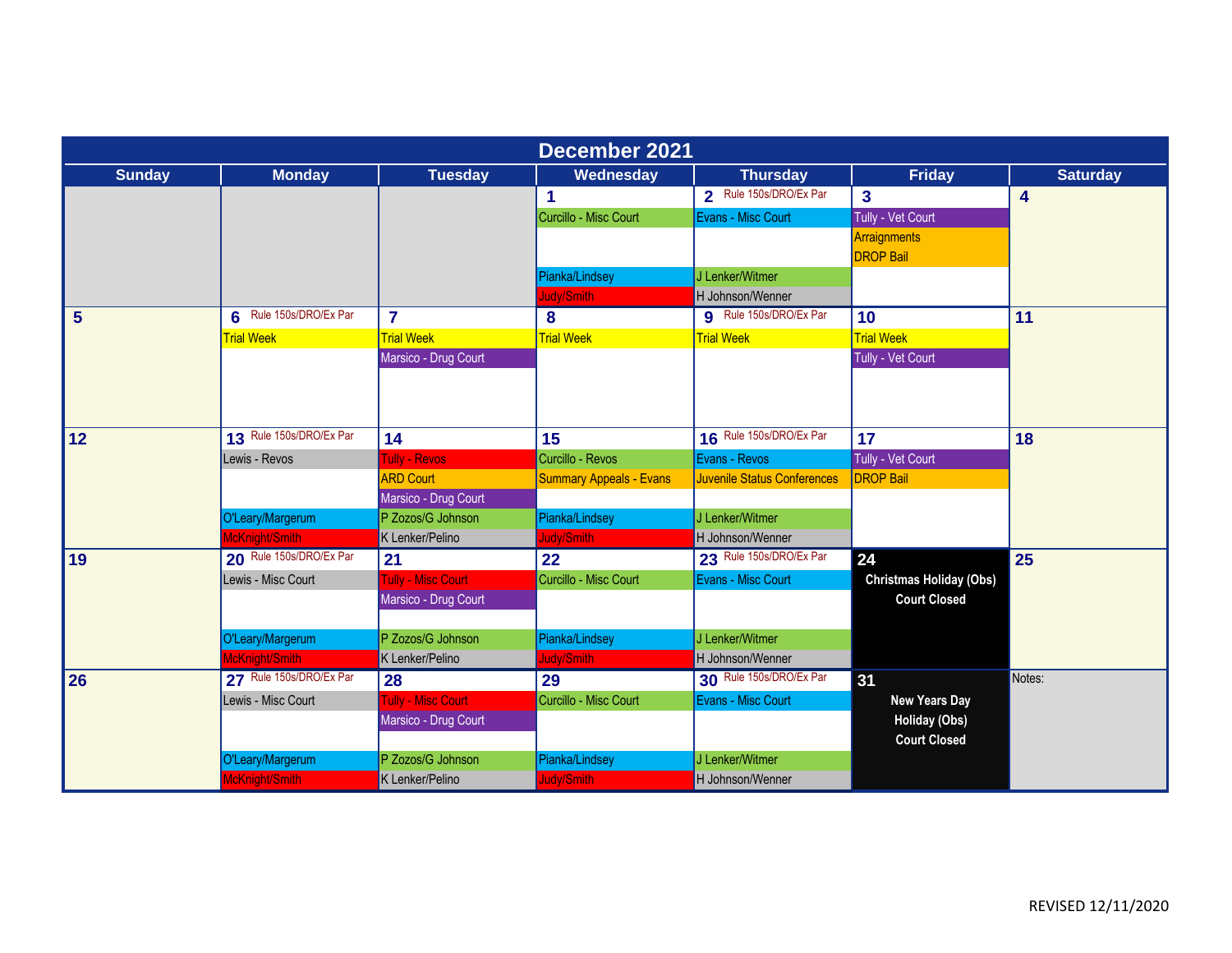# December 2021

| Sunday | Monday | Tuesday | Wednesday | Thursday | Friday | Saturday |
|---|---|---|---|---|---|---|
| | | | **1**<br>Curcillo - Misc Court<br>Pianka/Lindsey<br>Judy/Smith | **2** Rule 150s/DRO/Ex Par<br>Evans - Misc Court<br>J Lenker/Witmer<br>H Johnson/Wenner | **3**<br>Tully - Vet Court<br>Arraignments<br>DROP Bail | **4** |
| **5** | **6** Rule 150s/DRO/Ex Par<br>Trial Week | **7**<br>Trial Week<br>Marsico - Drug Court | **8**<br>Trial Week | **9** Rule 150s/DRO/Ex Par<br>Trial Week | **10**<br>Trial Week<br>Tully - Vet Court | **11** |
| **12** | **13** Rule 150s/DRO/Ex Par<br>Lewis - Revos<br>O'Leary/Margerum<br>McKnight/Smith | **14**<br>Tully - Revos<br>ARD Court<br>Marsico - Drug Court<br>P Zozos/G Johnson<br>K Lenker/Pelino | **15**<br>Curcillo - Revos<br>Summary Appeals - Evans<br>Pianka/Lindsey<br>Judy/Smith | **16** Rule 150s/DRO/Ex Par<br>Evans - Revos<br>Juvenile Status Conferences<br>J Lenker/Witmer<br>H Johnson/Wenner | **17**<br>Tully - Vet Court<br>DROP Bail | **18** |
| **19** | **20** Rule 150s/DRO/Ex Par<br>Lewis - Misc Court<br>O'Leary/Margerum<br>McKnight/Smith | **21**<br>Tully - Misc Court<br>Marsico - Drug Court<br>P Zozos/G Johnson<br>K Lenker/Pelino | **22**<br>Curcillo - Misc Court<br>Pianka/Lindsey<br>Judy/Smith | **23** Rule 150s/DRO/Ex Par<br>Evans - Misc Court<br>J Lenker/Witmer<br>H Johnson/Wenner | **24**<br>**Christmas Holiday (Obs)**<br>**Court Closed** | **25** |
| **26** | **27** Rule 150s/DRO/Ex Par<br>Lewis - Misc Court<br>O'Leary/Margerum<br>McKnight/Smith | **28**<br>Tully - Misc Court<br>Marsico - Drug Court<br>P Zozos/G Johnson<br>K Lenker/Pelino | **29**<br>Curcillo - Misc Court<br>Pianka/Lindsey<br>Judy/Smith | **30** Rule 150s/DRO/Ex Par<br>Evans - Misc Court<br>J Lenker/Witmer<br>H Johnson/Wenner | **31**<br>**New Years Day Holiday (Obs)**<br>**Court Closed** | Notes: |

REVISED 12/11/2020